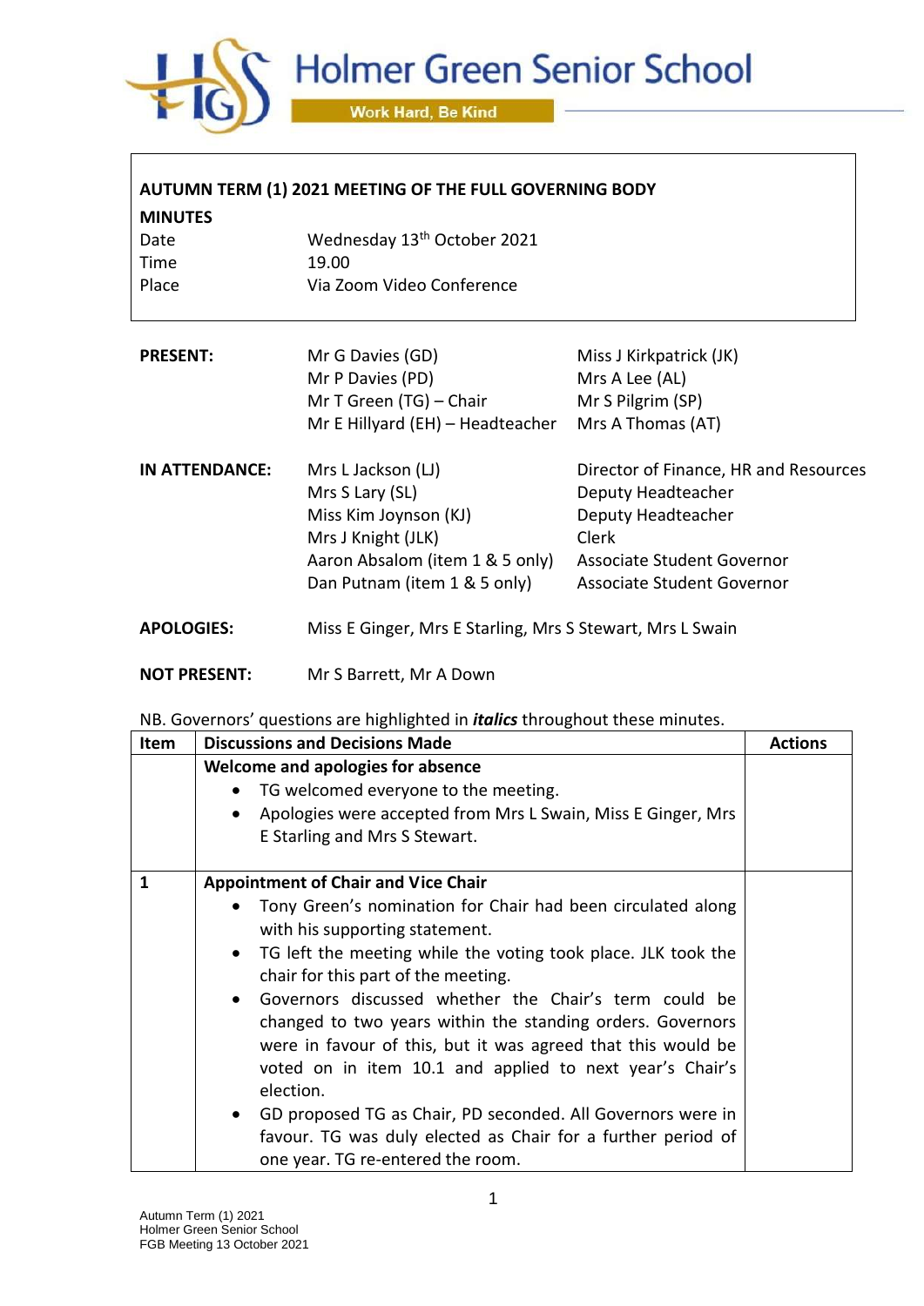# Holmer Green Senior School

Work Hard, Be Kind

## AUTUMN TERM (1) 2021 MEETING OF THE FULL GOVERNING BODY

**MINUTES**

| | |
|---|---|
| Date | Wednesday 13th October 2021 |
| Time | 19.00 |
| Place | Via Zoom Video Conference |

| | | |
|---|---|---|
| **PRESENT:** | Mr G Davies (GD) | Miss J Kirkpatrick (JK) |
| | Mr P Davies (PD) | Mrs A Lee (AL) |
| | Mr T Green (TG) – Chair | Mr S Pilgrim (SP) |
| | Mr E Hillyard (EH) – Headteacher | Mrs A Thomas (AT) |

| | | |
|---|---|---|
| **IN ATTENDANCE:** | Mrs L Jackson (LJ) | Director of Finance, HR and Resources |
| | Mrs S Lary (SL) | Deputy Headteacher |
| | Miss Kim Joynson (KJ) | Deputy Headteacher |
| | Mrs J Knight (JLK) | Clerk |
| | Aaron Absalom (item 1 & 5 only) | Associate Student Governor |
| | Dan Putnam (item 1 & 5 only) | Associate Student Governor |

**APOLOGIES:** Miss E Ginger, Mrs E Starling, Mrs S Stewart, Mrs L Swain

**NOT PRESENT:** Mr S Barrett, Mr A Down

NB. Governors' questions are highlighted in ***italics*** throughout these minutes.

| Item | Discussions and Decisions Made | Actions |
|---|---|---|
| | **Welcome and apologies for absence**<br>• TG welcomed everyone to the meeting.<br>• Apologies were accepted from Mrs L Swain, Miss E Ginger, Mrs E Starling and Mrs S Stewart. | |
| 1 | **Appointment of Chair and Vice Chair**<br>• Tony Green's nomination for Chair had been circulated along with his supporting statement.<br>• TG left the meeting while the voting took place. JLK took the chair for this part of the meeting.<br>• Governors discussed whether the Chair's term could be changed to two years within the standing orders. Governors were in favour of this, but it was agreed that this would be voted on in item 10.1 and applied to next year's Chair's election.<br>• GD proposed TG as Chair, PD seconded. All Governors were in favour. TG was duly elected as Chair for a further period of one year. TG re-entered the room. | |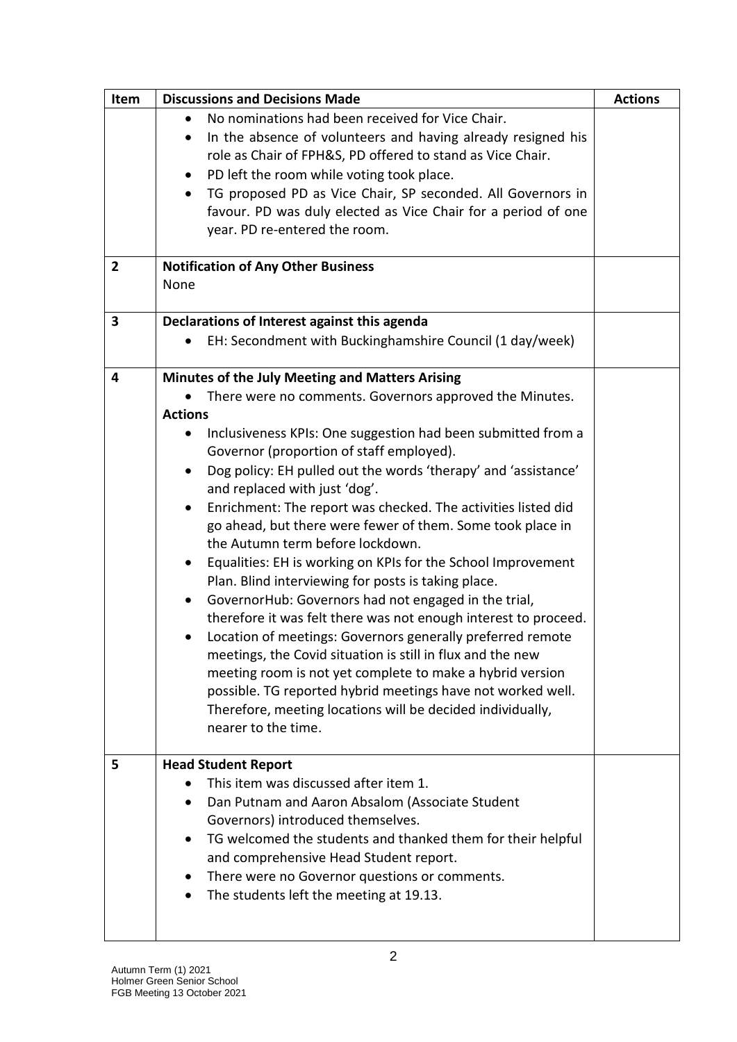| Item | Discussions and Decisions Made | Actions |
|---|---|---|
| | • No nominations had been received for Vice Chair.<br>• In the absence of volunteers and having already resigned his role as Chair of FPH&S, PD offered to stand as Vice Chair.<br>• PD left the room while voting took place.<br>• TG proposed PD as Vice Chair, SP seconded. All Governors in favour. PD was duly elected as Vice Chair for a period of one year. PD re-entered the room. | |
| **2** | **Notification of Any Other Business**<br>None | |
| **3** | **Declarations of Interest against this agenda**<br>• EH: Secondment with Buckinghamshire Council (1 day/week) | |
| **4** | **Minutes of the July Meeting and Matters Arising**<br>• There were no comments. Governors approved the Minutes.<br>**Actions**<br>• Inclusiveness KPIs: One suggestion had been submitted from a Governor (proportion of staff employed).<br>• Dog policy: EH pulled out the words 'therapy' and 'assistance' and replaced with just 'dog'.<br>• Enrichment: The report was checked. The activities listed did go ahead, but there were fewer of them. Some took place in the Autumn term before lockdown.<br>• Equalities: EH is working on KPIs for the School Improvement Plan. Blind interviewing for posts is taking place.<br>• GovernorHub: Governors had not engaged in the trial, therefore it was felt there was not enough interest to proceed.<br>• Location of meetings: Governors generally preferred remote meetings, the Covid situation is still in flux and the new meeting room is not yet complete to make a hybrid version possible. TG reported hybrid meetings have not worked well. Therefore, meeting locations will be decided individually, nearer to the time. | |
| **5** | **Head Student Report**<br>• This item was discussed after item 1.<br>• Dan Putnam and Aaron Absalom (Associate Student Governors) introduced themselves.<br>• TG welcomed the students and thanked them for their helpful and comprehensive Head Student report.<br>• There were no Governor questions or comments.<br>• The students left the meeting at 19.13. | |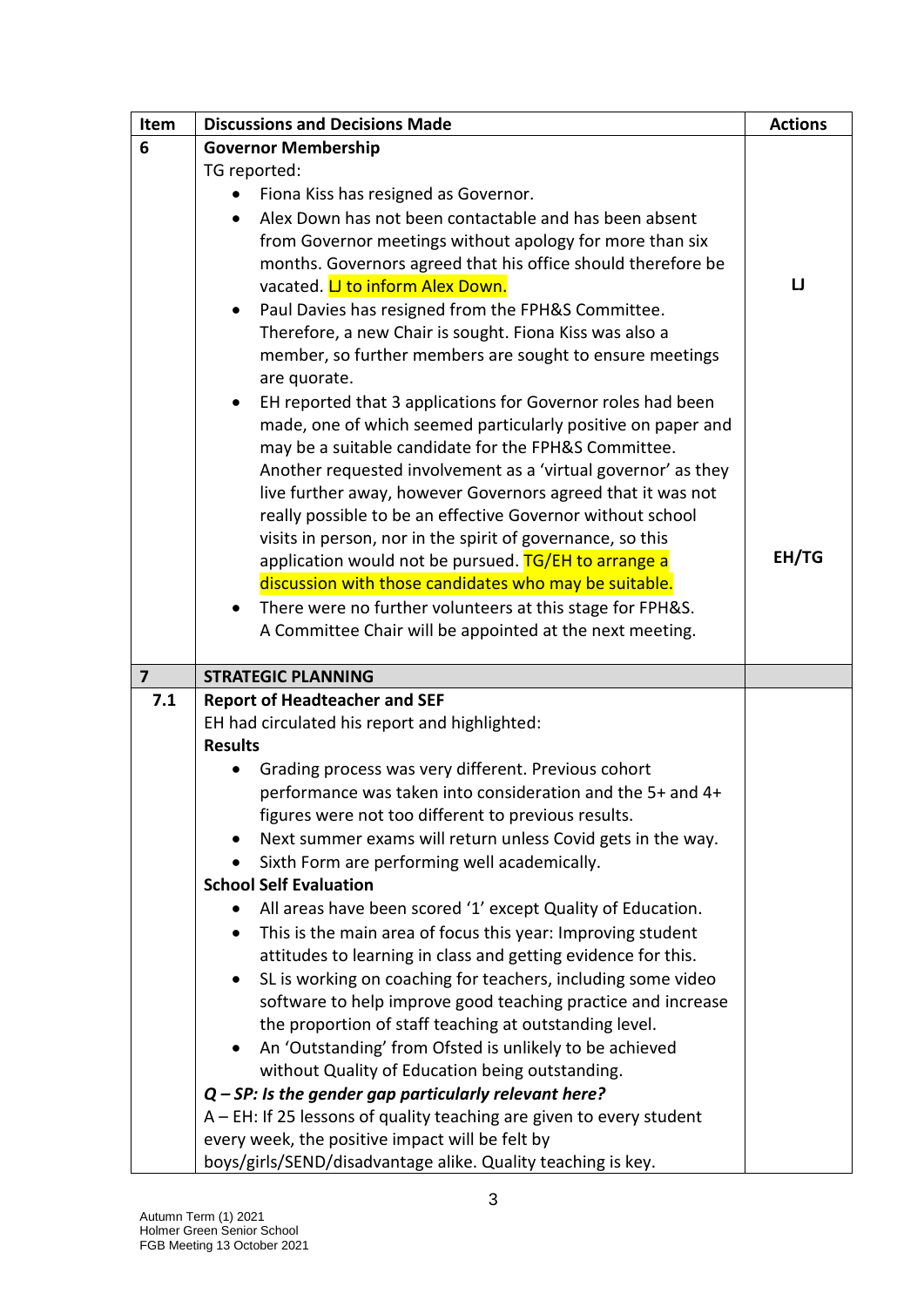| Item | Discussions and Decisions Made | Actions |
|---|---|---|
| 6 | **Governor Membership**<br>TG reported:<br>• Fiona Kiss has resigned as Governor.<br>• Alex Down has not been contactable and has been absent from Governor meetings without apology for more than six months. Governors agreed that his office should therefore be vacated. LJ to inform Alex Down.<br>• Paul Davies has resigned from the FPH&S Committee. Therefore, a new Chair is sought. Fiona Kiss was also a member, so further members are sought to ensure meetings are quorate.<br>• EH reported that 3 applications for Governor roles had been made, one of which seemed particularly positive on paper and may be a suitable candidate for the FPH&S Committee. Another requested involvement as a 'virtual governor' as they live further away, however Governors agreed that it was not really possible to be an effective Governor without school visits in person, nor in the spirit of governance, so this application would not be pursued. TG/EH to arrange a discussion with those candidates who may be suitable.<br>• There were no further volunteers at this stage for FPH&S. A Committee Chair will be appointed at the next meeting. | **LJ**<br><br>**EH/TG** |
| **7** | **STRATEGIC PLANNING** | |
| **7.1** | **Report of Headteacher and SEF**<br>EH had circulated his report and highlighted:<br>**Results**<br>• Grading process was very different. Previous cohort performance was taken into consideration and the 5+ and 4+ figures were not too different to previous results.<br>• Next summer exams will return unless Covid gets in the way.<br>• Sixth Form are performing well academically.<br>**School Self Evaluation**<br>• All areas have been scored '1' except Quality of Education.<br>• This is the main area of focus this year: Improving student attitudes to learning in class and getting evidence for this.<br>• SL is working on coaching for teachers, including some video software to help improve good teaching practice and increase the proportion of staff teaching at outstanding level.<br>• An 'Outstanding' from Ofsted is unlikely to be achieved without Quality of Education being outstanding.<br>***Q – SP: Is the gender gap particularly relevant here?***<br>A – EH: If 25 lessons of quality teaching are given to every student every week, the positive impact will be felt by boys/girls/SEND/disadvantage alike. Quality teaching is key. | |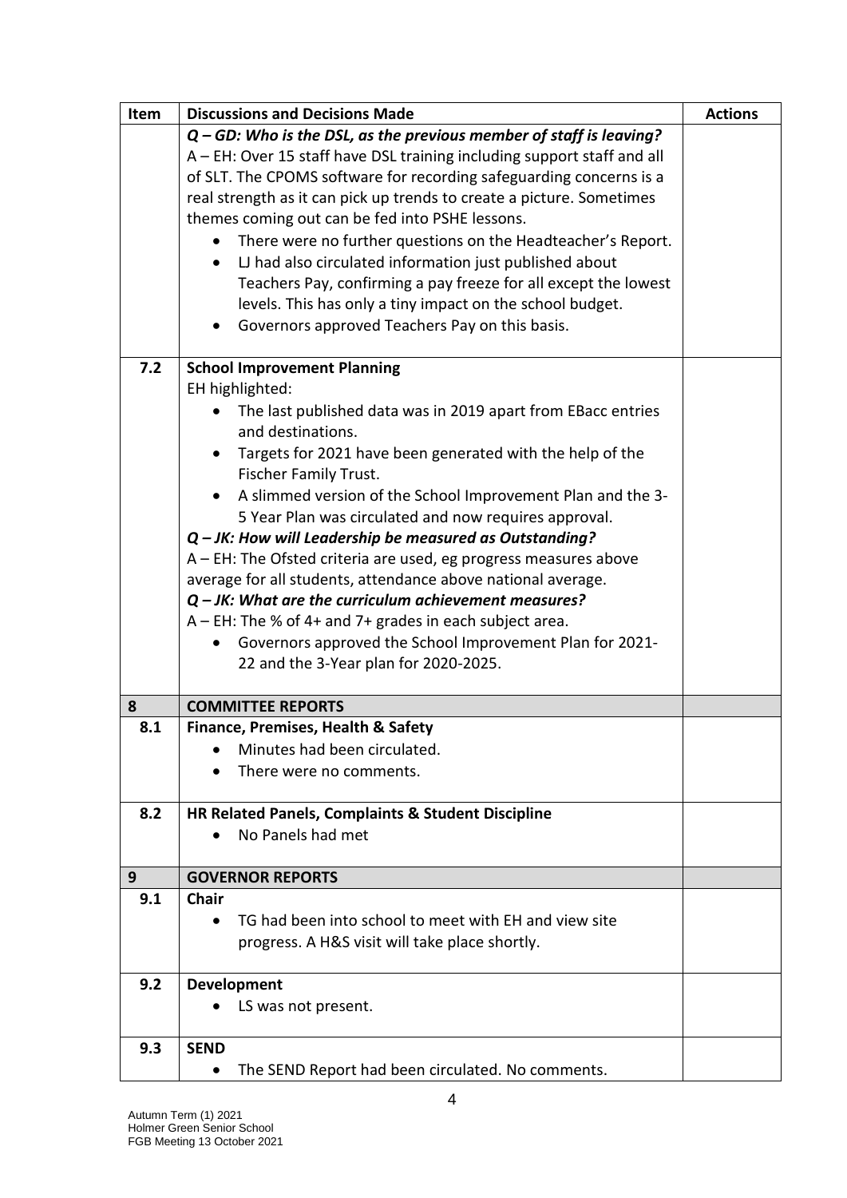| Item | Discussions and Decisions Made | Actions |
|---|---|---|
| | ***Q – GD: Who is the DSL, as the previous member of staff is leaving?*** <br> A – EH: Over 15 staff have DSL training including support staff and all of SLT. The CPOMS software for recording safeguarding concerns is a real strength as it can pick up trends to create a picture. Sometimes themes coming out can be fed into PSHE lessons. <br> • There were no further questions on the Headteacher's Report. <br> • LJ had also circulated information just published about Teachers Pay, confirming a pay freeze for all except the lowest levels. This has only a tiny impact on the school budget. <br> • Governors approved Teachers Pay on this basis. | |
| **7.2** | **School Improvement Planning** <br> EH highlighted: <br> • The last published data was in 2019 apart from EBacc entries and destinations. <br> • Targets for 2021 have been generated with the help of the Fischer Family Trust. <br> • A slimmed version of the School Improvement Plan and the 3-5 Year Plan was circulated and now requires approval. <br> ***Q – JK: How will Leadership be measured as Outstanding?*** <br> A – EH: The Ofsted criteria are used, eg progress measures above average for all students, attendance above national average. <br> ***Q – JK: What are the curriculum achievement measures?*** <br> A – EH: The % of 4+ and 7+ grades in each subject area. <br> • Governors approved the School Improvement Plan for 2021-22 and the 3-Year plan for 2020-2025. | |
| **8** | **COMMITTEE REPORTS** | |
| **8.1** | **Finance, Premises, Health & Safety** <br> • Minutes had been circulated. <br> • There were no comments. | |
| **8.2** | **HR Related Panels, Complaints & Student Discipline** <br> • No Panels had met | |
| **9** | **GOVERNOR REPORTS** | |
| **9.1** | **Chair** <br> • TG had been into school to meet with EH and view site progress. A H&S visit will take place shortly. | |
| **9.2** | **Development** <br> • LS was not present. | |
| **9.3** | **SEND** <br> • The SEND Report had been circulated. No comments. | |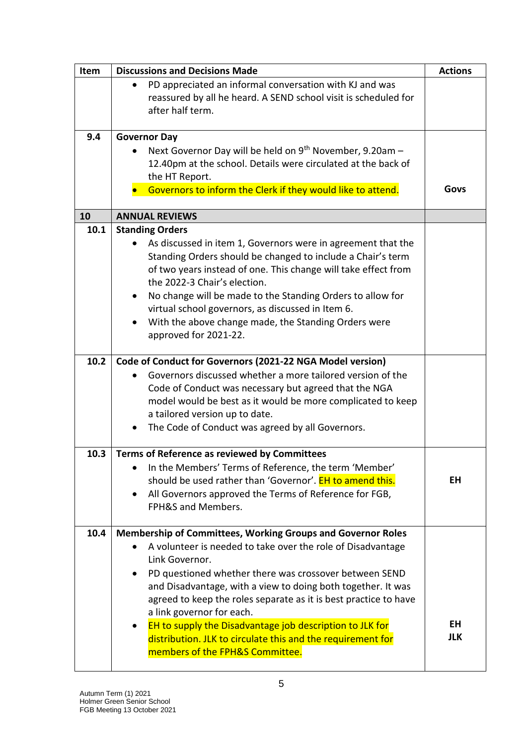| Item | Discussions and Decisions Made | Actions |
|---|---|---|
| | • PD appreciated an informal conversation with KJ and was reassured by all he heard. A SEND school visit is scheduled for after half term. | |
| 9.4 | **Governor Day**<br>• Next Governor Day will be held on 9th November, 9.20am – 12.40pm at the school. Details were circulated at the back of the HT Report.<br>• Governors to inform the Clerk if they would like to attend. | **Govs** |
| **10** | **ANNUAL REVIEWS** | |
| 10.1 | **Standing Orders**<br>• As discussed in item 1, Governors were in agreement that the Standing Orders should be changed to include a Chair's term of two years instead of one. This change will take effect from the 2022-3 Chair's election.<br>• No change will be made to the Standing Orders to allow for virtual school governors, as discussed in Item 6.<br>• With the above change made, the Standing Orders were approved for 2021-22. | |
| 10.2 | **Code of Conduct for Governors (2021-22 NGA Model version)**<br>• Governors discussed whether a more tailored version of the Code of Conduct was necessary but agreed that the NGA model would be best as it would be more complicated to keep a tailored version up to date.<br>• The Code of Conduct was agreed by all Governors. | |
| 10.3 | **Terms of Reference as reviewed by Committees**<br>• In the Members' Terms of Reference, the term 'Member' should be used rather than 'Governor'. EH to amend this.<br>• All Governors approved the Terms of Reference for FGB, FPH&S and Members. | **EH** |
| 10.4 | **Membership of Committees, Working Groups and Governor Roles**<br>• A volunteer is needed to take over the role of Disadvantage Link Governor.<br>• PD questioned whether there was crossover between SEND and Disadvantage, with a view to doing both together. It was agreed to keep the roles separate as it is best practice to have a link governor for each.<br>• EH to supply the Disadvantage job description to JLK for distribution. JLK to circulate this and the requirement for members of the FPH&S Committee. | **EH**<br>**JLK** |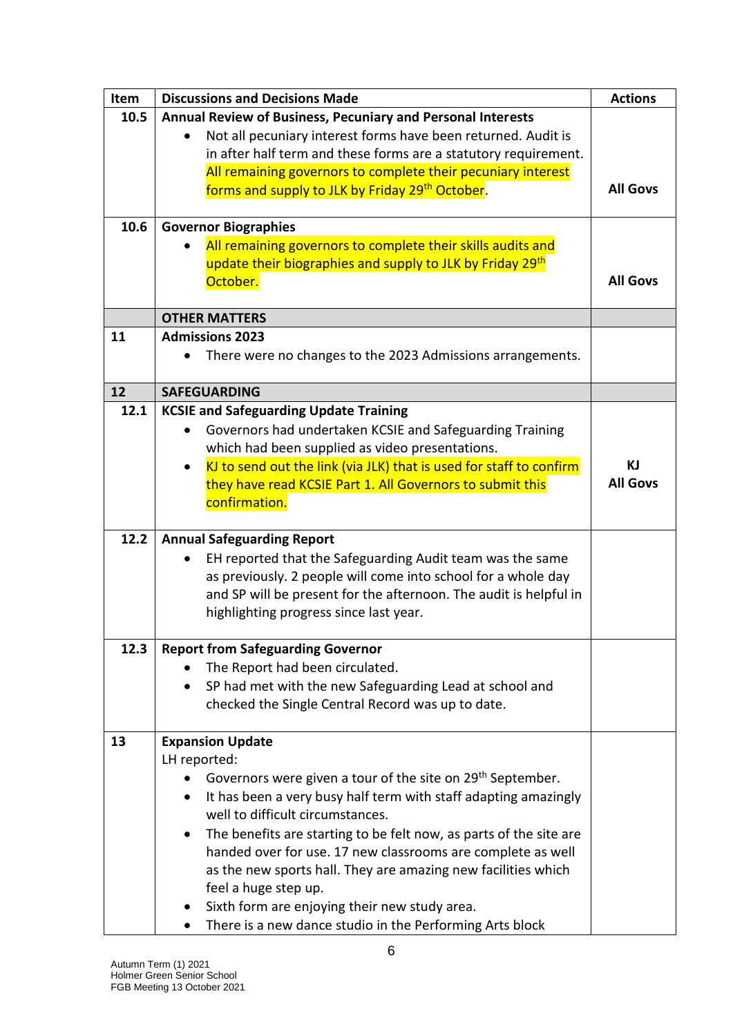| Item | Discussions and Decisions Made | Actions |
|---|---|---|
| 10.5 | **Annual Review of Business, Pecuniary and Personal Interests**<br>• Not all pecuniary interest forms have been returned. Audit is in after half term and these forms are a statutory requirement. All remaining governors to complete their pecuniary interest forms and supply to JLK by Friday 29th October. | **All Govs** |
| 10.6 | **Governor Biographies**<br>• All remaining governors to complete their skills audits and update their biographies and supply to JLK by Friday 29th October. | **All Govs** |
| | **OTHER MATTERS** | |
| 11 | **Admissions 2023**<br>• There were no changes to the 2023 Admissions arrangements. | |
| 12 | **SAFEGUARDING** | |
| 12.1 | **KCSIE and Safeguarding Update Training**<br>• Governors had undertaken KCSIE and Safeguarding Training which had been supplied as video presentations.<br>• KJ to send out the link (via JLK) that is used for staff to confirm they have read KCSIE Part 1. All Governors to submit this confirmation. | **KJ**<br>**All Govs** |
| 12.2 | **Annual Safeguarding Report**<br>• EH reported that the Safeguarding Audit team was the same as previously. 2 people will come into school for a whole day and SP will be present for the afternoon. The audit is helpful in highlighting progress since last year. | |
| 12.3 | **Report from Safeguarding Governor**<br>• The Report had been circulated.<br>• SP had met with the new Safeguarding Lead at school and checked the Single Central Record was up to date. | |
| 13 | **Expansion Update**<br>LH reported:<br>• Governors were given a tour of the site on 29th September.<br>• It has been a very busy half term with staff adapting amazingly well to difficult circumstances.<br>• The benefits are starting to be felt now, as parts of the site are handed over for use. 17 new classrooms are complete as well as the new sports hall. They are amazing new facilities which feel a huge step up.<br>• Sixth form are enjoying their new study area.<br>• There is a new dance studio in the Performing Arts block | |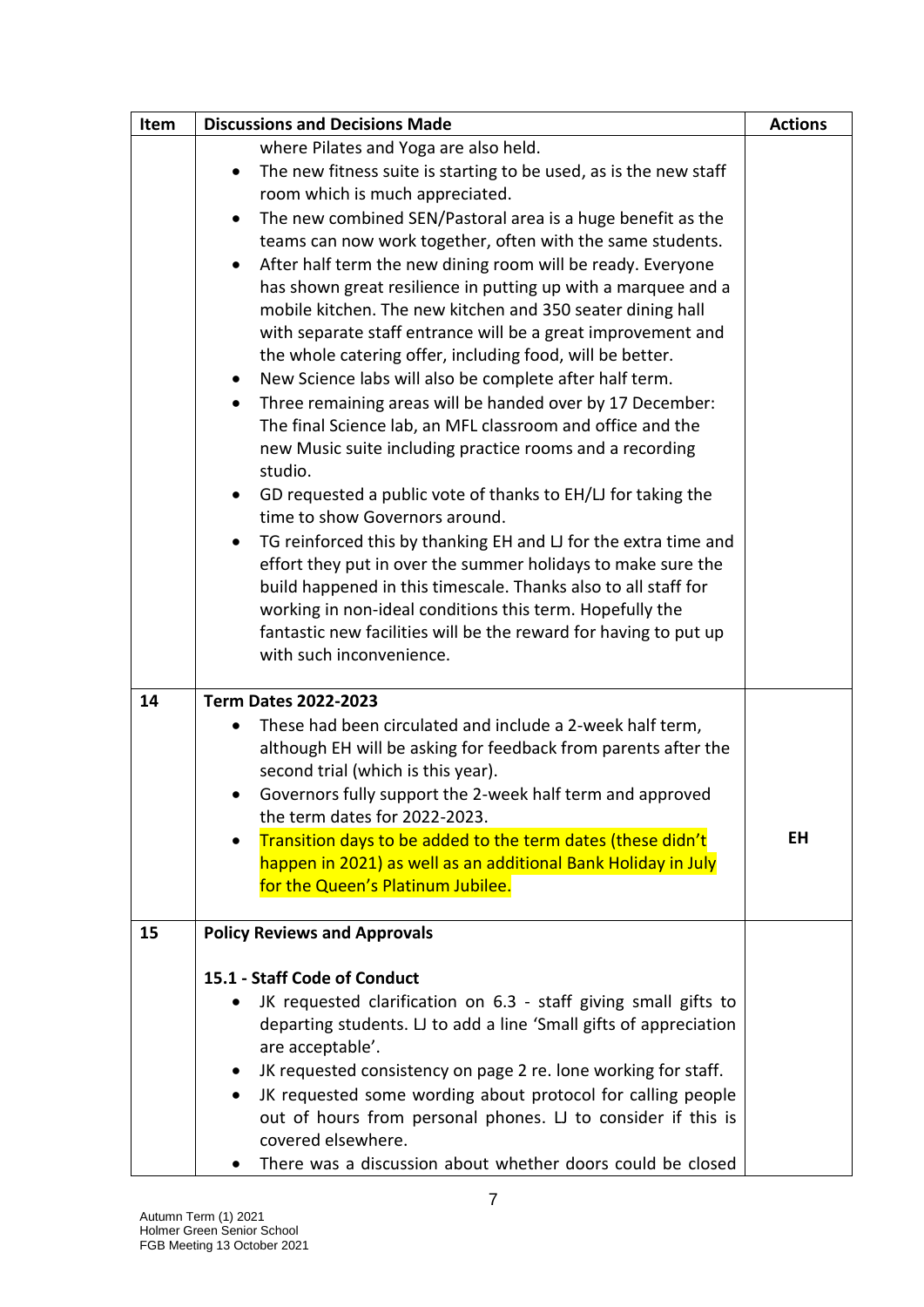| Item | Discussions and Decisions Made | Actions |
|---|---|---|
| | where Pilates and Yoga are also held.<br>• The new fitness suite is starting to be used, as is the new staff room which is much appreciated.<br>• The new combined SEN/Pastoral area is a huge benefit as the teams can now work together, often with the same students.<br>• After half term the new dining room will be ready. Everyone has shown great resilience in putting up with a marquee and a mobile kitchen. The new kitchen and 350 seater dining hall with separate staff entrance will be a great improvement and the whole catering offer, including food, will be better.<br>• New Science labs will also be complete after half term.<br>• Three remaining areas will be handed over by 17 December: The final Science lab, an MFL classroom and office and the new Music suite including practice rooms and a recording studio.<br>• GD requested a public vote of thanks to EH/LJ for taking the time to show Governors around.<br>• TG reinforced this by thanking EH and LJ for the extra time and effort they put in over the summer holidays to make sure the build happened in this timescale. Thanks also to all staff for working in non-ideal conditions this term. Hopefully the fantastic new facilities will be the reward for having to put up with such inconvenience. | |
| 14 | **Term Dates 2022-2023**<br>• These had been circulated and include a 2-week half term, although EH will be asking for feedback from parents after the second trial (which is this year).<br>• Governors fully support the 2-week half term and approved the term dates for 2022-2023.<br>• Transition days to be added to the term dates (these didn't happen in 2021) as well as an additional Bank Holiday in July for the Queen's Platinum Jubilee. | EH |
| 15 | **Policy Reviews and Approvals**<br><br>**15.1 - Staff Code of Conduct**<br>• JK requested clarification on 6.3 - staff giving small gifts to departing students. LJ to add a line 'Small gifts of appreciation are acceptable'.<br>• JK requested consistency on page 2 re. lone working for staff.<br>• JK requested some wording about protocol for calling people out of hours from personal phones. LJ to consider if this is covered elsewhere.<br>• There was a discussion about whether doors could be closed | |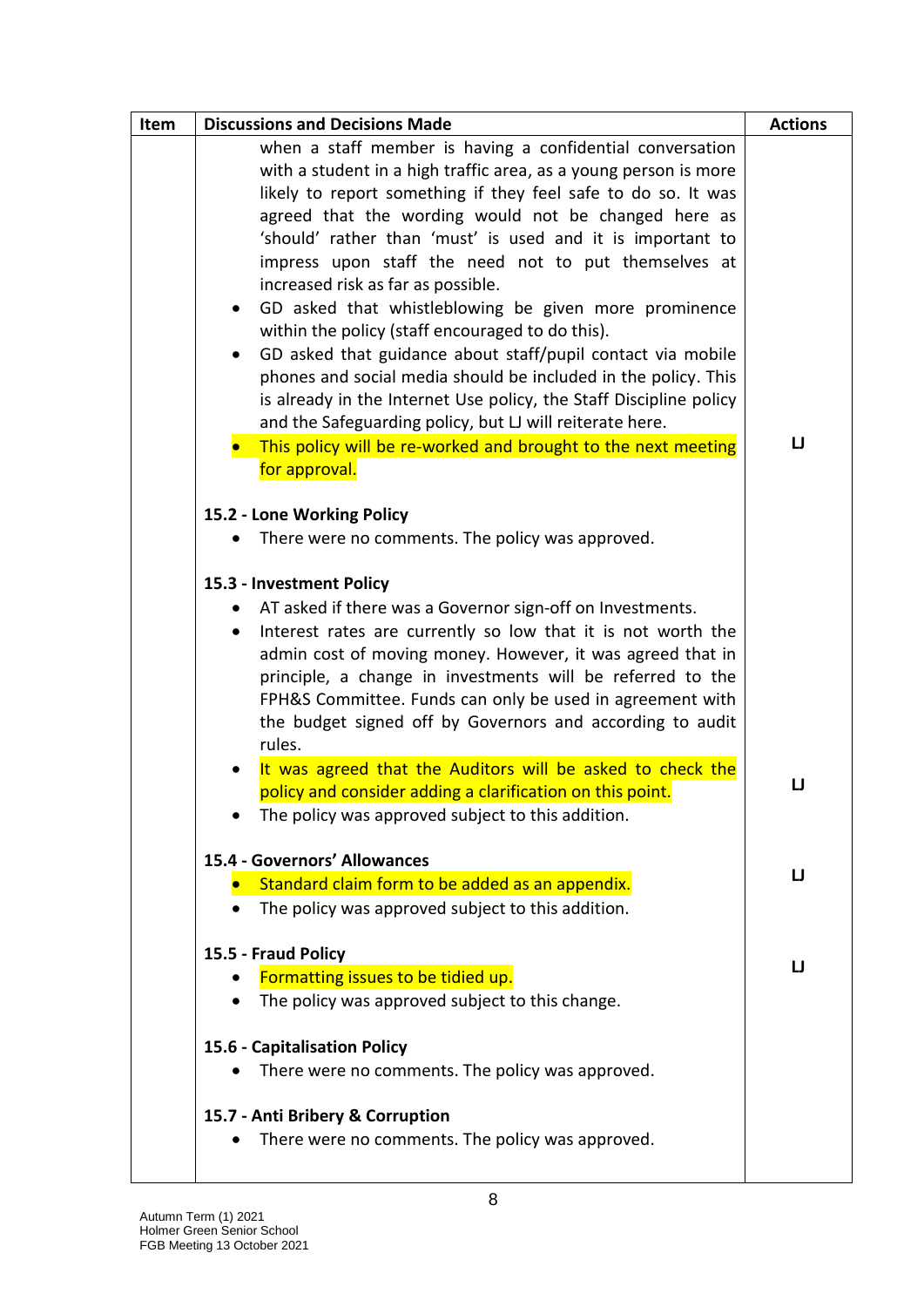| Item | Discussions and Decisions Made | Actions |
|---|---|---|
| | when a staff member is having a confidential conversation with a student in a high traffic area, as a young person is more likely to report something if they feel safe to do so. It was agreed that the wording would not be changed here as 'should' rather than 'must' is used and it is important to impress upon staff the need not to put themselves at increased risk as far as possible.<br>• GD asked that whistleblowing be given more prominence within the policy (staff encouraged to do this).<br>• GD asked that guidance about staff/pupil contact via mobile phones and social media should be included in the policy. This is already in the Internet Use policy, the Staff Discipline policy and the Safeguarding policy, but LJ will reiterate here.<br>• This policy will be re-worked and brought to the next meeting for approval. | LJ |
| | **15.2 - Lone Working Policy**<br>• There were no comments. The policy was approved. | |
| | **15.3 - Investment Policy**<br>• AT asked if there was a Governor sign-off on Investments.<br>• Interest rates are currently so low that it is not worth the admin cost of moving money. However, it was agreed that in principle, a change in investments will be referred to the FPH&S Committee. Funds can only be used in agreement with the budget signed off by Governors and according to audit rules.<br>• It was agreed that the Auditors will be asked to check the policy and consider adding a clarification on this point.<br>• The policy was approved subject to this addition. | LJ |
| | **15.4 - Governors' Allowances**<br>• Standard claim form to be added as an appendix.<br>• The policy was approved subject to this addition. | LJ |
| | **15.5 - Fraud Policy**<br>• Formatting issues to be tidied up.<br>• The policy was approved subject to this change. | LJ |
| | **15.6 - Capitalisation Policy**<br>• There were no comments. The policy was approved. | |
| | **15.7 - Anti Bribery & Corruption**<br>• There were no comments. The policy was approved. | |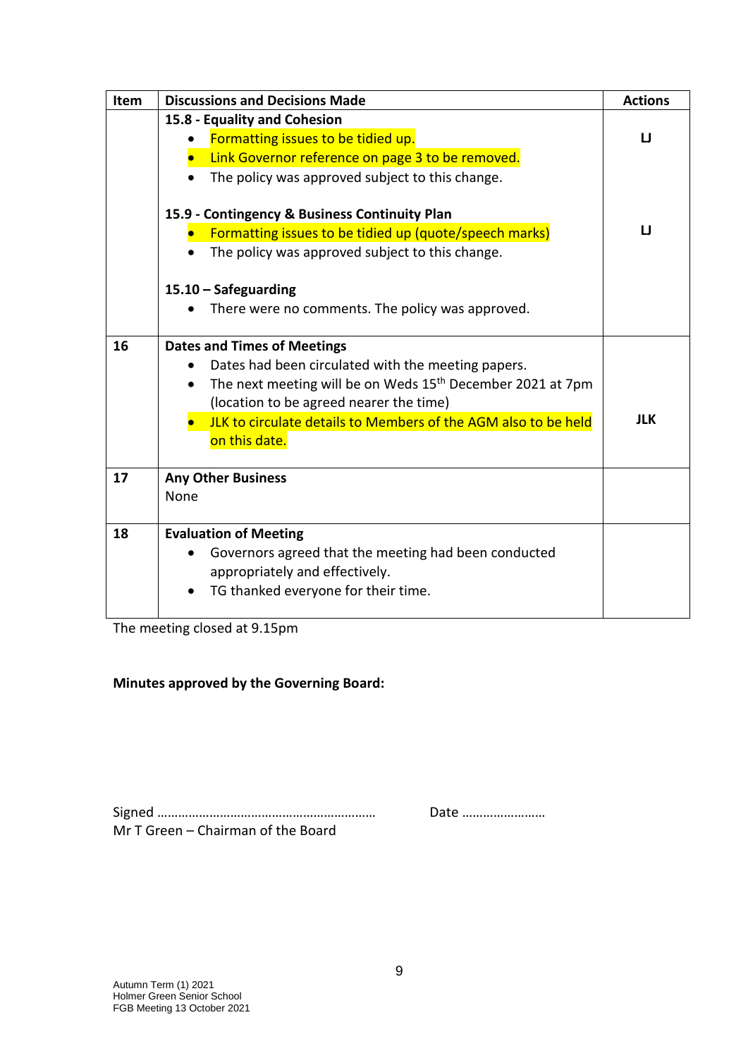| Item | Discussions and Decisions Made | Actions |
| --- | --- | --- |
| | **15.8 - Equality and Cohesion**<br>• Formatting issues to be tidied up.<br>• Link Governor reference on page 3 to be removed.<br>• The policy was approved subject to this change.<br><br>**15.9 - Contingency & Business Continuity Plan**<br>• Formatting issues to be tidied up (quote/speech marks)<br>• The policy was approved subject to this change.<br><br>**15.10 – Safeguarding**<br>• There were no comments. The policy was approved. | **LJ**<br><br><br><br><br>**LJ** |
| 16 | **Dates and Times of Meetings**<br>• Dates had been circulated with the meeting papers.<br>• The next meeting will be on Weds 15th December 2021 at 7pm (location to be agreed nearer the time)<br>• JLK to circulate details to Members of the AGM also to be held on this date. | **JLK** |
| 17 | **Any Other Business**<br>None | |
| 18 | **Evaluation of Meeting**<br>• Governors agreed that the meeting had been conducted appropriately and effectively.<br>• TG thanked everyone for their time. | |

The meeting closed at 9.15pm

**Minutes approved by the Governing Board:**

Signed …………………………………………………… Date ……………………

Mr T Green – Chairman of the Board

Autumn Term (1) 2021
Holmer Green Senior School
FGB Meeting 13 October 2021